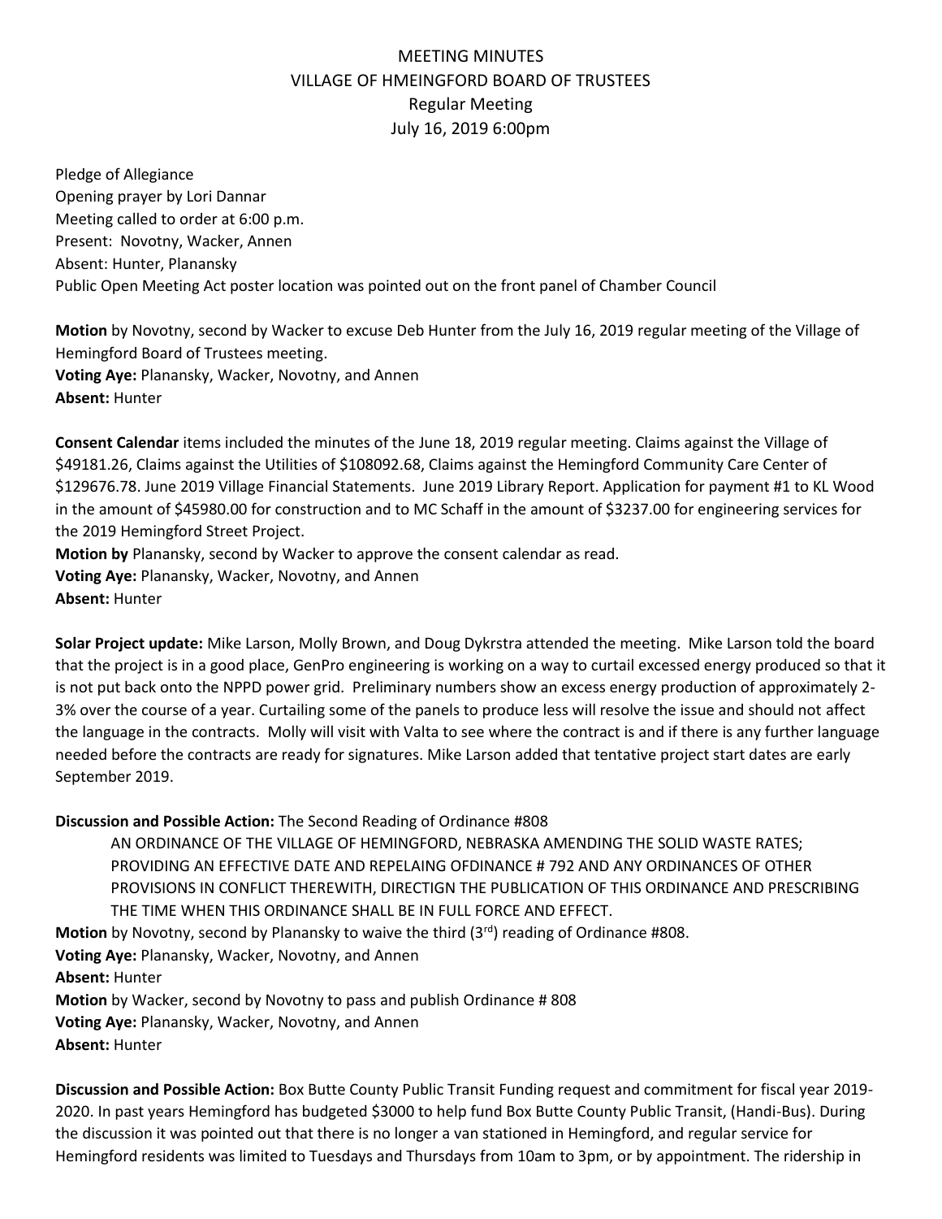MEETING MINUTES
VILLAGE OF HMEINGFORD BOARD OF TRUSTEES
Regular Meeting
July 16, 2019 6:00pm

Pledge of Allegiance
Opening prayer by Lori Dannar
Meeting called to order at 6:00 p.m.
Present: Novotny, Wacker, Annen
Absent: Hunter, Planansky
Public Open Meeting Act poster location was pointed out on the front panel of Chamber Council

**Motion** by Novotny, second by Wacker to excuse Deb Hunter from the July 16, 2019 regular meeting of the Village of Hemingford Board of Trustees meeting.
**Voting Aye:** Planansky, Wacker, Novotny, and Annen
**Absent:** Hunter

**Consent Calendar** items included the minutes of the June 18, 2019 regular meeting. Claims against the Village of $49181.26, Claims against the Utilities of $108092.68, Claims against the Hemingford Community Care Center of $129676.78. June 2019 Village Financial Statements. June 2019 Library Report. Application for payment #1 to KL Wood in the amount of $45980.00 for construction and to MC Schaff in the amount of $3237.00 for engineering services for the 2019 Hemingford Street Project.
**Motion by** Planansky, second by Wacker to approve the consent calendar as read.
**Voting Aye:** Planansky, Wacker, Novotny, and Annen
**Absent:** Hunter

**Solar Project update:** Mike Larson, Molly Brown, and Doug Dykrstra attended the meeting. Mike Larson told the board that the project is in a good place, GenPro engineering is working on a way to curtail excessed energy produced so that it is not put back onto the NPPD power grid. Preliminary numbers show an excess energy production of approximately 2-3% over the course of a year. Curtailing some of the panels to produce less will resolve the issue and should not affect the language in the contracts. Molly will visit with Valta to see where the contract is and if there is any further language needed before the contracts are ready for signatures. Mike Larson added that tentative project start dates are early September 2019.

**Discussion and Possible Action:** The Second Reading of Ordinance #808

AN ORDINANCE OF THE VILLAGE OF HEMINGFORD, NEBRASKA AMENDING THE SOLID WASTE RATES; PROVIDING AN EFFECTIVE DATE AND REPELAING OFDINANCE # 792 AND ANY ORDINANCES OF OTHER PROVISIONS IN CONFLICT THEREWITH, DIRECTIGN THE PUBLICATION OF THIS ORDINANCE AND PRESCRIBING THE TIME WHEN THIS ORDINANCE SHALL BE IN FULL FORCE AND EFFECT.

**Motion** by Novotny, second by Planansky to waive the third (3rd) reading of Ordinance #808.
**Voting Aye:** Planansky, Wacker, Novotny, and Annen
**Absent:** Hunter
**Motion** by Wacker, second by Novotny to pass and publish Ordinance # 808
**Voting Aye:** Planansky, Wacker, Novotny, and Annen
**Absent:** Hunter

**Discussion and Possible Action:** Box Butte County Public Transit Funding request and commitment for fiscal year 2019-2020. In past years Hemingford has budgeted $3000 to help fund Box Butte County Public Transit, (Handi-Bus). During the discussion it was pointed out that there is no longer a van stationed in Hemingford, and regular service for Hemingford residents was limited to Tuesdays and Thursdays from 10am to 3pm, or by appointment. The ridership in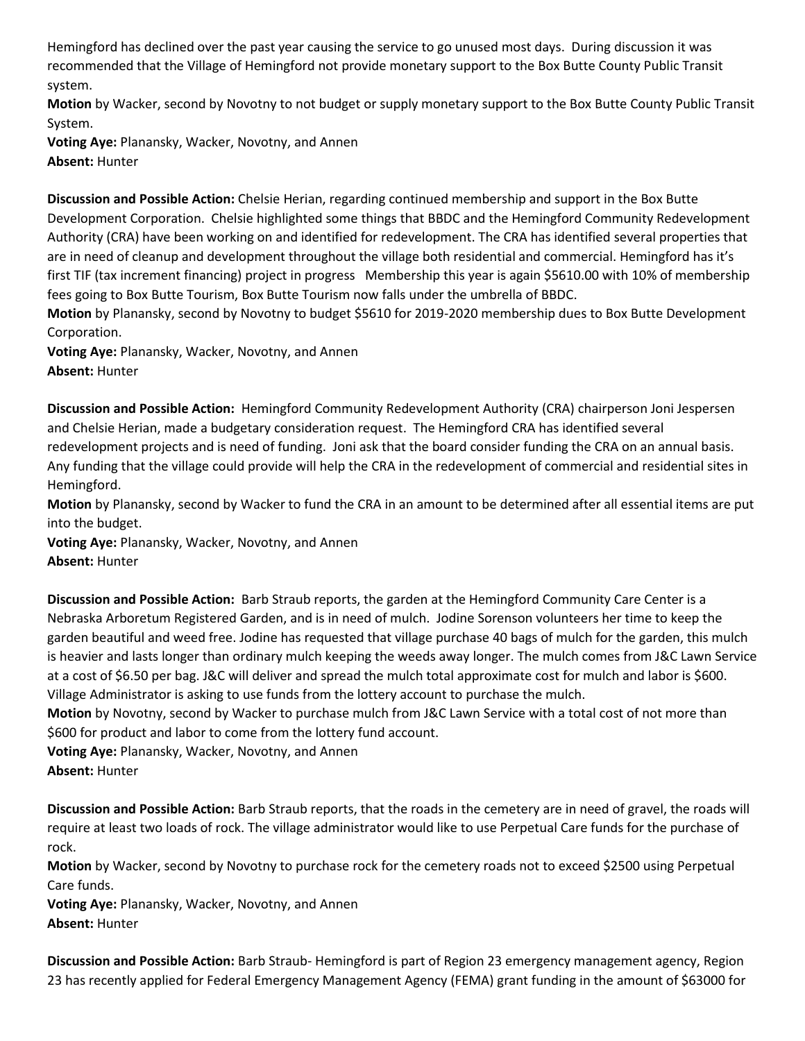Hemingford has declined over the past year causing the service to go unused most days. During discussion it was recommended that the Village of Hemingford not provide monetary support to the Box Butte County Public Transit system.

**Motion** by Wacker, second by Novotny to not budget or supply monetary support to the Box Butte County Public Transit System.

**Voting Aye:** Planansky, Wacker, Novotny, and Annen

**Absent:** Hunter

**Discussion and Possible Action:** Chelsie Herian, regarding continued membership and support in the Box Butte Development Corporation. Chelsie highlighted some things that BBDC and the Hemingford Community Redevelopment Authority (CRA) have been working on and identified for redevelopment. The CRA has identified several properties that are in need of cleanup and development throughout the village both residential and commercial. Hemingford has it's first TIF (tax increment financing) project in progress Membership this year is again $5610.00 with 10% of membership fees going to Box Butte Tourism, Box Butte Tourism now falls under the umbrella of BBDC.

**Motion** by Planansky, second by Novotny to budget $5610 for 2019-2020 membership dues to Box Butte Development Corporation.

**Voting Aye:** Planansky, Wacker, Novotny, and Annen

**Absent:** Hunter

**Discussion and Possible Action:** Hemingford Community Redevelopment Authority (CRA) chairperson Joni Jespersen and Chelsie Herian, made a budgetary consideration request. The Hemingford CRA has identified several redevelopment projects and is need of funding. Joni ask that the board consider funding the CRA on an annual basis. Any funding that the village could provide will help the CRA in the redevelopment of commercial and residential sites in Hemingford.

**Motion** by Planansky, second by Wacker to fund the CRA in an amount to be determined after all essential items are put into the budget.

**Voting Aye:** Planansky, Wacker, Novotny, and Annen

**Absent:** Hunter

**Discussion and Possible Action:** Barb Straub reports, the garden at the Hemingford Community Care Center is a Nebraska Arboretum Registered Garden, and is in need of mulch. Jodine Sorenson volunteers her time to keep the garden beautiful and weed free. Jodine has requested that village purchase 40 bags of mulch for the garden, this mulch is heavier and lasts longer than ordinary mulch keeping the weeds away longer. The mulch comes from J&C Lawn Service at a cost of $6.50 per bag. J&C will deliver and spread the mulch total approximate cost for mulch and labor is $600. Village Administrator is asking to use funds from the lottery account to purchase the mulch.

**Motion** by Novotny, second by Wacker to purchase mulch from J&C Lawn Service with a total cost of not more than $600 for product and labor to come from the lottery fund account.

**Voting Aye:** Planansky, Wacker, Novotny, and Annen

**Absent:** Hunter

**Discussion and Possible Action:** Barb Straub reports, that the roads in the cemetery are in need of gravel, the roads will require at least two loads of rock. The village administrator would like to use Perpetual Care funds for the purchase of rock.

**Motion** by Wacker, second by Novotny to purchase rock for the cemetery roads not to exceed $2500 using Perpetual Care funds.

**Voting Aye:** Planansky, Wacker, Novotny, and Annen

**Absent:** Hunter

**Discussion and Possible Action:** Barb Straub- Hemingford is part of Region 23 emergency management agency, Region 23 has recently applied for Federal Emergency Management Agency (FEMA) grant funding in the amount of $63000 for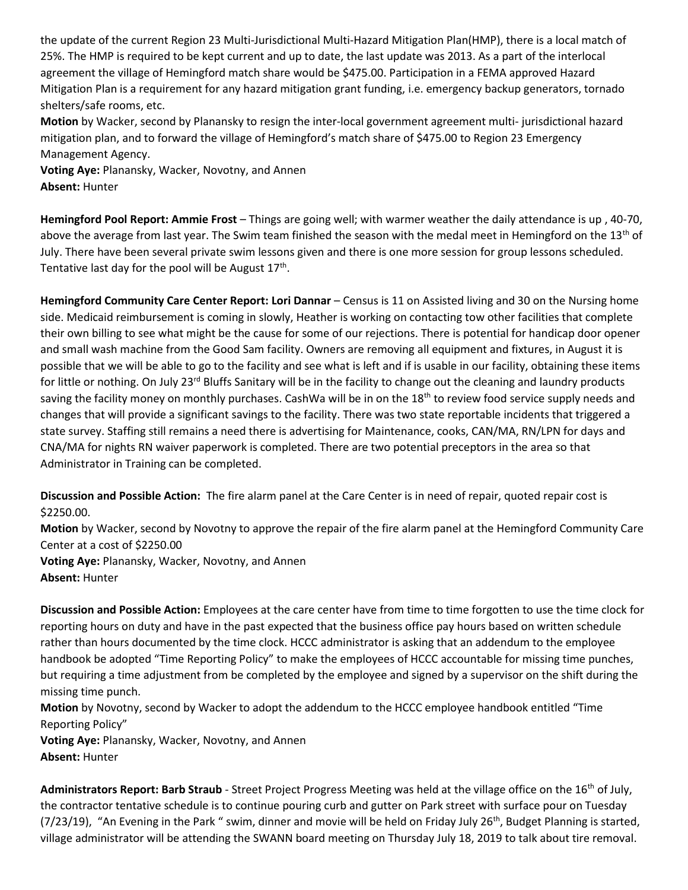the update of the current Region 23 Multi-Jurisdictional Multi-Hazard Mitigation Plan(HMP), there is a local match of 25%. The HMP is required to be kept current and up to date, the last update was 2013. As a part of the interlocal agreement the village of Hemingford match share would be $475.00. Participation in a FEMA approved Hazard Mitigation Plan is a requirement for any hazard mitigation grant funding, i.e. emergency backup generators, tornado shelters/safe rooms, etc.

**Motion** by Wacker, second by Planansky to resign the inter-local government agreement multi- jurisdictional hazard mitigation plan, and to forward the village of Hemingford's match share of $475.00 to Region 23 Emergency Management Agency.

**Voting Aye:** Planansky, Wacker, Novotny, and Annen
**Absent:** Hunter

**Hemingford Pool Report: Ammie Frost** – Things are going well; with warmer weather the daily attendance is up , 40-70, above the average from last year. The Swim team finished the season with the medal meet in Hemingford on the 13th of July. There have been several private swim lessons given and there is one more session for group lessons scheduled. Tentative last day for the pool will be August 17th.

**Hemingford Community Care Center Report: Lori Dannar** – Census is 11 on Assisted living and 30 on the Nursing home side. Medicaid reimbursement is coming in slowly, Heather is working on contacting tow other facilities that complete their own billing to see what might be the cause for some of our rejections. There is potential for handicap door opener and small wash machine from the Good Sam facility. Owners are removing all equipment and fixtures, in August it is possible that we will be able to go to the facility and see what is left and if is usable in our facility, obtaining these items for little or nothing. On July 23rd Bluffs Sanitary will be in the facility to change out the cleaning and laundry products saving the facility money on monthly purchases. CashWa will be in on the 18th to review food service supply needs and changes that will provide a significant savings to the facility. There was two state reportable incidents that triggered a state survey. Staffing still remains a need there is advertising for Maintenance, cooks, CAN/MA, RN/LPN for days and CNA/MA for nights RN waiver paperwork is completed. There are two potential preceptors in the area so that Administrator in Training can be completed.

**Discussion and Possible Action:** The fire alarm panel at the Care Center is in need of repair, quoted repair cost is $2250.00.

**Motion** by Wacker, second by Novotny to approve the repair of the fire alarm panel at the Hemingford Community Care Center at a cost of $2250.00

**Voting Aye:** Planansky, Wacker, Novotny, and Annen
**Absent:** Hunter

**Discussion and Possible Action:** Employees at the care center have from time to time forgotten to use the time clock for reporting hours on duty and have in the past expected that the business office pay hours based on written schedule rather than hours documented by the time clock. HCCC administrator is asking that an addendum to the employee handbook be adopted "Time Reporting Policy" to make the employees of HCCC accountable for missing time punches, but requiring a time adjustment from be completed by the employee and signed by a supervisor on the shift during the missing time punch.

**Motion** by Novotny, second by Wacker to adopt the addendum to the HCCC employee handbook entitled "Time Reporting Policy"

**Voting Aye:** Planansky, Wacker, Novotny, and Annen
**Absent:** Hunter

**Administrators Report: Barb Straub** - Street Project Progress Meeting was held at the village office on the 16th of July, the contractor tentative schedule is to continue pouring curb and gutter on Park street with surface pour on Tuesday (7/23/19), "An Evening in the Park " swim, dinner and movie will be held on Friday July 26th, Budget Planning is started, village administrator will be attending the SWANN board meeting on Thursday July 18, 2019 to talk about tire removal.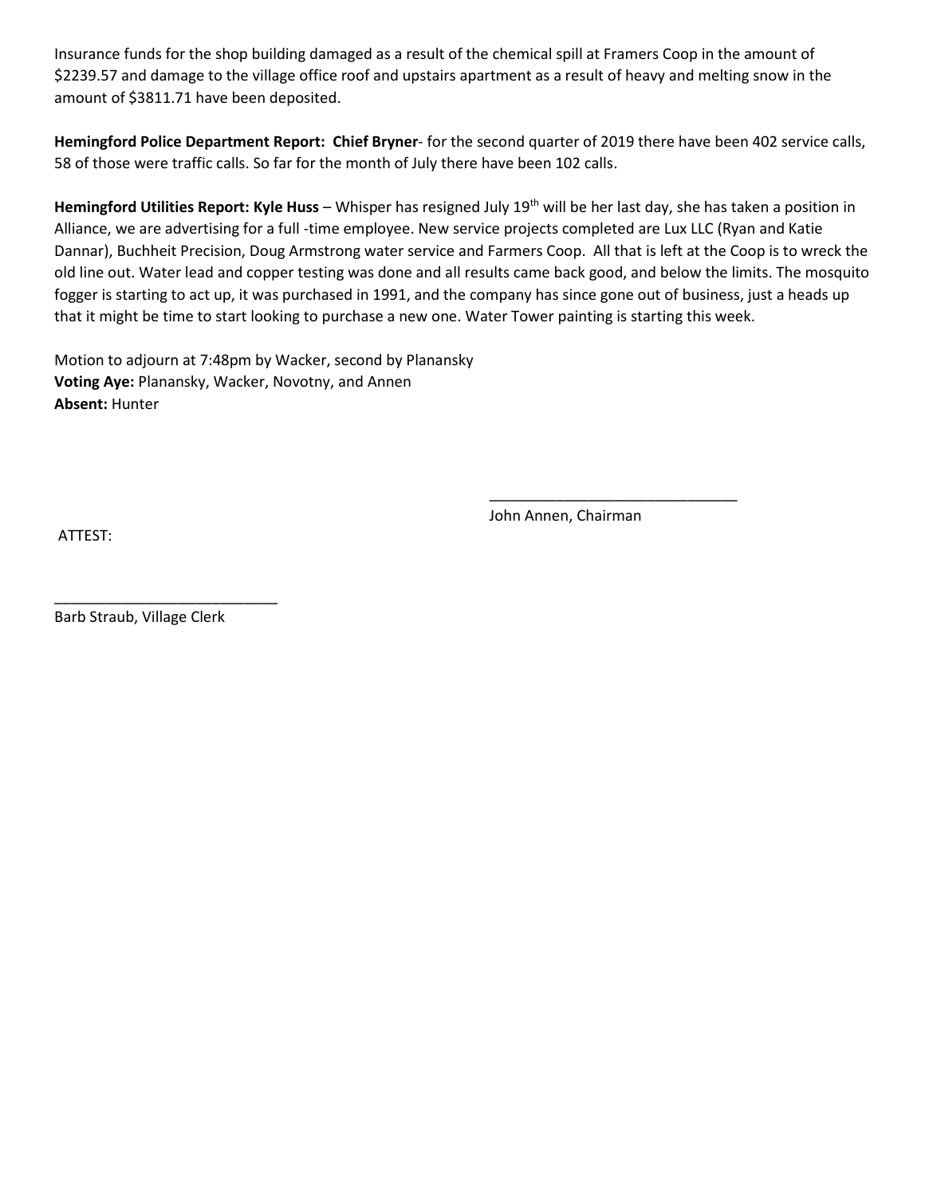Insurance funds for the shop building damaged as a result of the chemical spill at Framers Coop in the amount of $2239.57 and damage to the village office roof and upstairs apartment as a result of heavy and melting snow in the amount of $3811.71 have been deposited.

**Hemingford Police Department Report: Chief Bryner**- for the second quarter of 2019 there have been 402 service calls, 58 of those were traffic calls. So far for the month of July there have been 102 calls.

**Hemingford Utilities Report: Kyle Huss** – Whisper has resigned July 19th will be her last day, she has taken a position in Alliance, we are advertising for a full -time employee. New service projects completed are Lux LLC (Ryan and Katie Dannar), Buchheit Precision, Doug Armstrong water service and Farmers Coop. All that is left at the Coop is to wreck the old line out. Water lead and copper testing was done and all results came back good, and below the limits. The mosquito fogger is starting to act up, it was purchased in 1991, and the company has since gone out of business, just a heads up that it might be time to start looking to purchase a new one. Water Tower painting is starting this week.

Motion to adjourn at 7:48pm by Wacker, second by Planansky
**Voting Aye:** Planansky, Wacker, Novotny, and Annen
**Absent:** Hunter

______________________________
John Annen, Chairman

ATTEST:

___________________________
Barb Straub, Village Clerk